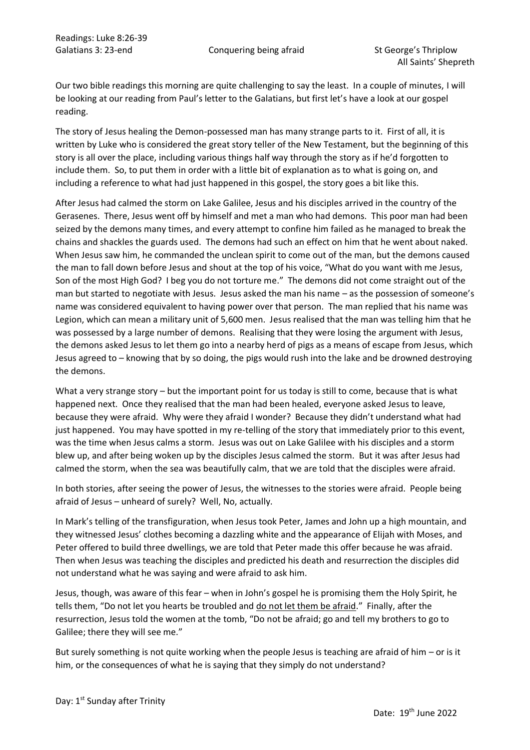Readings: Luke 8:26-39
Galatians 3: 23-end

# Conquering being afraid

St George's Thriplow
All Saints' Shepreth

Our two bible readings this morning are quite challenging to say the least. In a couple of minutes, I will be looking at our reading from Paul's letter to the Galatians, but first let's have a look at our gospel reading.

The story of Jesus healing the Demon-possessed man has many strange parts to it. First of all, it is written by Luke who is considered the great story teller of the New Testament, but the beginning of this story is all over the place, including various things half way through the story as if he'd forgotten to include them. So, to put them in order with a little bit of explanation as to what is going on, and including a reference to what had just happened in this gospel, the story goes a bit like this.

After Jesus had calmed the storm on Lake Galilee, Jesus and his disciples arrived in the country of the Gerasenes. There, Jesus went off by himself and met a man who had demons. This poor man had been seized by the demons many times, and every attempt to confine him failed as he managed to break the chains and shackles the guards used. The demons had such an effect on him that he went about naked. When Jesus saw him, he commanded the unclean spirit to come out of the man, but the demons caused the man to fall down before Jesus and shout at the top of his voice, "What do you want with me Jesus, Son of the most High God? I beg you do not torture me." The demons did not come straight out of the man but started to negotiate with Jesus. Jesus asked the man his name – as the possession of someone's name was considered equivalent to having power over that person. The man replied that his name was Legion, which can mean a military unit of 5,600 men. Jesus realised that the man was telling him that he was possessed by a large number of demons. Realising that they were losing the argument with Jesus, the demons asked Jesus to let them go into a nearby herd of pigs as a means of escape from Jesus, which Jesus agreed to – knowing that by so doing, the pigs would rush into the lake and be drowned destroying the demons.

What a very strange story – but the important point for us today is still to come, because that is what happened next. Once they realised that the man had been healed, everyone asked Jesus to leave, because they were afraid. Why were they afraid I wonder? Because they didn't understand what had just happened. You may have spotted in my re-telling of the story that immediately prior to this event, was the time when Jesus calms a storm. Jesus was out on Lake Galilee with his disciples and a storm blew up, and after being woken up by the disciples Jesus calmed the storm. But it was after Jesus had calmed the storm, when the sea was beautifully calm, that we are told that the disciples were afraid.

In both stories, after seeing the power of Jesus, the witnesses to the stories were afraid. People being afraid of Jesus – unheard of surely? Well, No, actually.

In Mark's telling of the transfiguration, when Jesus took Peter, James and John up a high mountain, and they witnessed Jesus' clothes becoming a dazzling white and the appearance of Elijah with Moses, and Peter offered to build three dwellings, we are told that Peter made this offer because he was afraid. Then when Jesus was teaching the disciples and predicted his death and resurrection the disciples did not understand what he was saying and were afraid to ask him.

Jesus, though, was aware of this fear – when in John's gospel he is promising them the Holy Spirit, he tells them, "Do not let you hearts be troubled and <u>do not let them be afraid</u>." Finally, after the resurrection, Jesus told the women at the tomb, "Do not be afraid; go and tell my brothers to go to Galilee; there they will see me."

But surely something is not quite working when the people Jesus is teaching are afraid of him – or is it him, or the consequences of what he is saying that they simply do not understand?

Day: 1st Sunday after Trinity

Date: 19th June 2022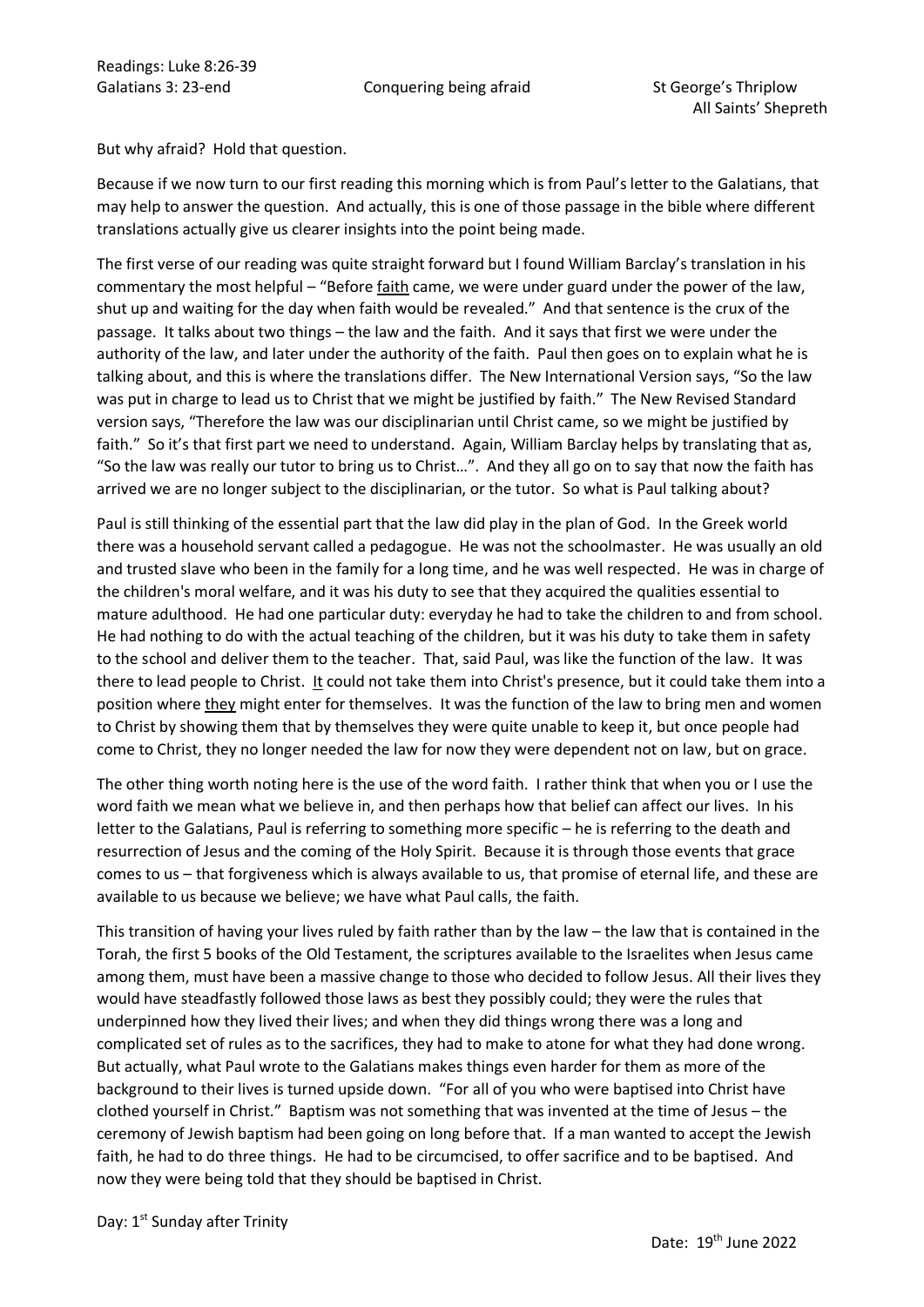But why afraid? Hold that question.

Because if we now turn to our first reading this morning which is from Paul's letter to the Galatians, that may help to answer the question. And actually, this is one of those passage in the bible where different translations actually give us clearer insights into the point being made.

The first verse of our reading was quite straight forward but I found William Barclay's translation in his commentary the most helpful – "Before <u>faith</u> came, we were under guard under the power of the law, shut up and waiting for the day when faith would be revealed." And that sentence is the crux of the passage. It talks about two things – the law and the faith. And it says that first we were under the authority of the law, and later under the authority of the faith. Paul then goes on to explain what he is talking about, and this is where the translations differ. The New International Version says, "So the law was put in charge to lead us to Christ that we might be justified by faith." The New Revised Standard version says, "Therefore the law was our disciplinarian until Christ came, so we might be justified by faith." So it's that first part we need to understand. Again, William Barclay helps by translating that as, "So the law was really our tutor to bring us to Christ…". And they all go on to say that now the faith has arrived we are no longer subject to the disciplinarian, or the tutor. So what is Paul talking about?

Paul is still thinking of the essential part that the law did play in the plan of God. In the Greek world there was a household servant called a pedagogue. He was not the schoolmaster. He was usually an old and trusted slave who been in the family for a long time, and he was well respected. He was in charge of the children's moral welfare, and it was his duty to see that they acquired the qualities essential to mature adulthood. He had one particular duty: everyday he had to take the children to and from school. He had nothing to do with the actual teaching of the children, but it was his duty to take them in safety to the school and deliver them to the teacher. That, said Paul, was like the function of the law. It was there to lead people to Christ. <u>It</u> could not take them into Christ's presence, but it could take them into a position where <u>they</u> might enter for themselves. It was the function of the law to bring men and women to Christ by showing them that by themselves they were quite unable to keep it, but once people had come to Christ, they no longer needed the law for now they were dependent not on law, but on grace.

The other thing worth noting here is the use of the word faith. I rather think that when you or I use the word faith we mean what we believe in, and then perhaps how that belief can affect our lives. In his letter to the Galatians, Paul is referring to something more specific – he is referring to the death and resurrection of Jesus and the coming of the Holy Spirit. Because it is through those events that grace comes to us – that forgiveness which is always available to us, that promise of eternal life, and these are available to us because we believe; we have what Paul calls, the faith.

This transition of having your lives ruled by faith rather than by the law – the law that is contained in the Torah, the first 5 books of the Old Testament, the scriptures available to the Israelites when Jesus came among them, must have been a massive change to those who decided to follow Jesus. All their lives they would have steadfastly followed those laws as best they possibly could; they were the rules that underpinned how they lived their lives; and when they did things wrong there was a long and complicated set of rules as to the sacrifices, they had to make to atone for what they had done wrong. But actually, what Paul wrote to the Galatians makes things even harder for them as more of the background to their lives is turned upside down. "For all of you who were baptised into Christ have clothed yourself in Christ." Baptism was not something that was invented at the time of Jesus – the ceremony of Jewish baptism had been going on long before that. If a man wanted to accept the Jewish faith, he had to do three things. He had to be circumcised, to offer sacrifice and to be baptised. And now they were being told that they should be baptised in Christ.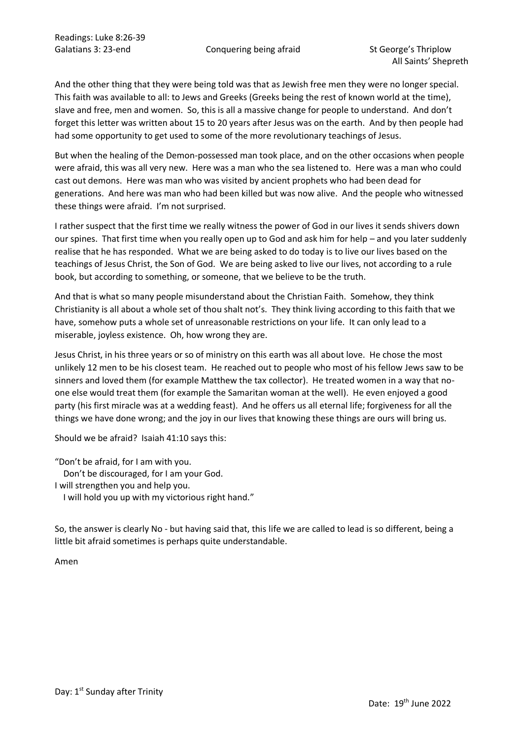And the other thing that they were being told was that as Jewish free men they were no longer special. This faith was available to all: to Jews and Greeks (Greeks being the rest of known world at the time), slave and free, men and women. So, this is all a massive change for people to understand. And don't forget this letter was written about 15 to 20 years after Jesus was on the earth. And by then people had had some opportunity to get used to some of the more revolutionary teachings of Jesus.

But when the healing of the Demon-possessed man took place, and on the other occasions when people were afraid, this was all very new. Here was a man who the sea listened to. Here was a man who could cast out demons. Here was man who was visited by ancient prophets who had been dead for generations. And here was man who had been killed but was now alive. And the people who witnessed these things were afraid. I'm not surprised.

I rather suspect that the first time we really witness the power of God in our lives it sends shivers down our spines. That first time when you really open up to God and ask him for help – and you later suddenly realise that he has responded. What we are being asked to do today is to live our lives based on the teachings of Jesus Christ, the Son of God. We are being asked to live our lives, not according to a rule book, but according to something, or someone, that we believe to be the truth.

And that is what so many people misunderstand about the Christian Faith. Somehow, they think Christianity is all about a whole set of thou shalt not's. They think living according to this faith that we have, somehow puts a whole set of unreasonable restrictions on your life. It can only lead to a miserable, joyless existence. Oh, how wrong they are.

Jesus Christ, in his three years or so of ministry on this earth was all about love. He chose the most unlikely 12 men to be his closest team. He reached out to people who most of his fellow Jews saw to be sinners and loved them (for example Matthew the tax collector). He treated women in a way that no-one else would treat them (for example the Samaritan woman at the well). He even enjoyed a good party (his first miracle was at a wedding feast). And he offers us all eternal life; forgiveness for all the things we have done wrong; and the joy in our lives that knowing these things are ours will bring us.

Should we be afraid? Isaiah 41:10 says this:

"Don't be afraid, for I am with you.  
Don't be discouraged, for I am your God.  
I will strengthen you and help you.  
I will hold you up with my victorious right hand."

So, the answer is clearly No - but having said that, this life we are called to lead is so different, being a little bit afraid sometimes is perhaps quite understandable.

Amen